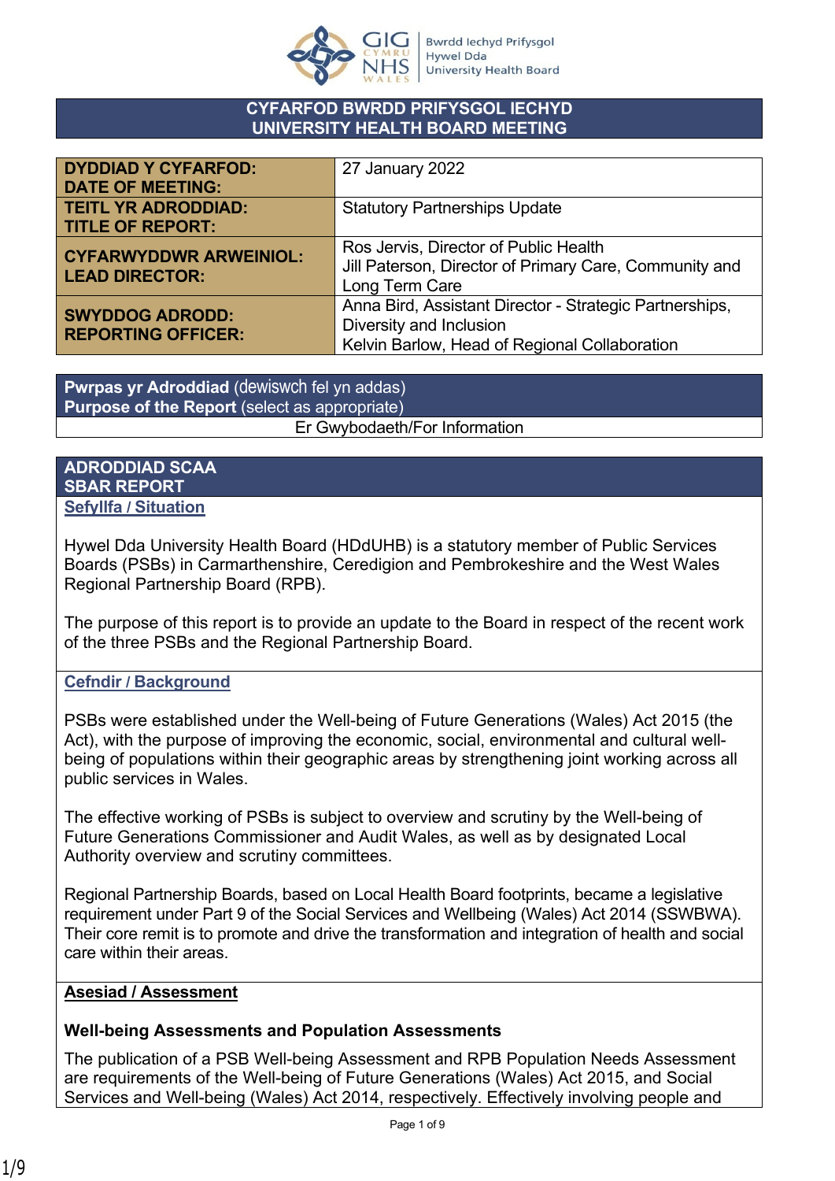Bwrdd Iechyd Prifysgol Hywel Dda University Health Board

## CYFARFOD BWRDD PRIFYSGOL IECHYD UNIVERSITY HEALTH BOARD MEETING

| | |
|---|---|
| **DYDDIAD Y CYFARFOD: DATE OF MEETING:** | 27 January 2022 |
| **TEITL YR ADRODDIAD: TITLE OF REPORT:** | Statutory Partnerships Update |
| **CYFARWYDDWR ARWEINIOL: LEAD DIRECTOR:** | Ros Jervis, Director of Public Health<br>Jill Paterson, Director of Primary Care, Community and Long Term Care |
| **SWYDDOG ADRODD: REPORTING OFFICER:** | Anna Bird, Assistant Director - Strategic Partnerships, Diversity and Inclusion<br>Kelvin Barlow, Head of Regional Collaboration |

| **Pwrpas yr Adroddiad** (dewiswch fel yn addas) **Purpose of the Report** (select as appropriate) |
|---|
| Er Gwybodaeth/For Information |

## ADRODDIAD SCAA SBAR REPORT

### Sefyllfa / Situation

Hywel Dda University Health Board (HDdUHB) is a statutory member of Public Services Boards (PSBs) in Carmarthenshire, Ceredigion and Pembrokeshire and the West Wales Regional Partnership Board (RPB).

The purpose of this report is to provide an update to the Board in respect of the recent work of the three PSBs and the Regional Partnership Board.

### Cefndir / Background

PSBs were established under the Well-being of Future Generations (Wales) Act 2015 (the Act), with the purpose of improving the economic, social, environmental and cultural well-being of populations within their geographic areas by strengthening joint working across all public services in Wales.

The effective working of PSBs is subject to overview and scrutiny by the Well-being of Future Generations Commissioner and Audit Wales, as well as by designated Local Authority overview and scrutiny committees.

Regional Partnership Boards, based on Local Health Board footprints, became a legislative requirement under Part 9 of the Social Services and Wellbeing (Wales) Act 2014 (SSWBWA). Their core remit is to promote and drive the transformation and integration of health and social care within their areas.

### Asesiad / Assessment

**Well-being Assessments and Population Assessments**

The publication of a PSB Well-being Assessment and RPB Population Needs Assessment are requirements of the Well-being of Future Generations (Wales) Act 2015, and Social Services and Well-being (Wales) Act 2014, respectively. Effectively involving people and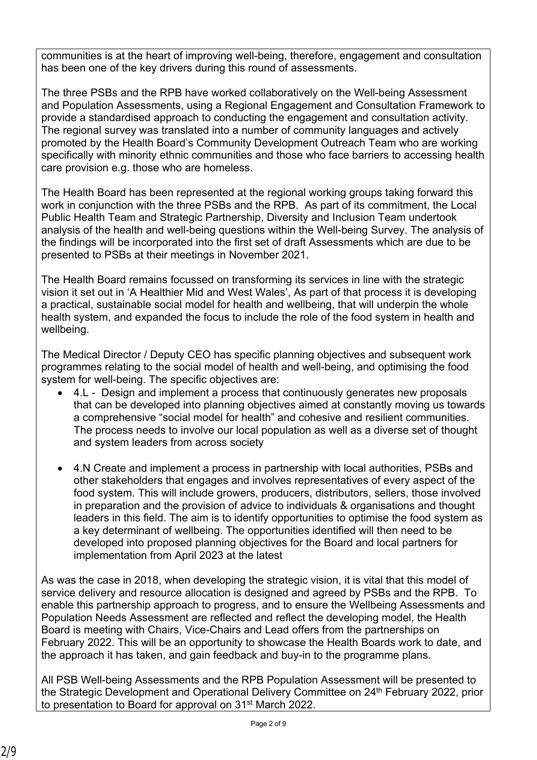communities is at the heart of improving well-being, therefore, engagement and consultation has been one of the key drivers during this round of assessments.

The three PSBs and the RPB have worked collaboratively on the Well-being Assessment and Population Assessments, using a Regional Engagement and Consultation Framework to provide a standardised approach to conducting the engagement and consultation activity. The regional survey was translated into a number of community languages and actively promoted by the Health Board's Community Development Outreach Team who are working specifically with minority ethnic communities and those who face barriers to accessing health care provision e.g. those who are homeless.

The Health Board has been represented at the regional working groups taking forward this work in conjunction with the three PSBs and the RPB. As part of its commitment, the Local Public Health Team and Strategic Partnership, Diversity and Inclusion Team undertook analysis of the health and well-being questions within the Well-being Survey. The analysis of the findings will be incorporated into the first set of draft Assessments which are due to be presented to PSBs at their meetings in November 2021.

The Health Board remains focussed on transforming its services in line with the strategic vision it set out in 'A Healthier Mid and West Wales', As part of that process it is developing a practical, sustainable social model for health and wellbeing, that will underpin the whole health system, and expanded the focus to include the role of the food system in health and wellbeing.

The Medical Director / Deputy CEO has specific planning objectives and subsequent work programmes relating to the social model of health and well-being, and optimising the food system for well-being. The specific objectives are:

- 4.L - Design and implement a process that continuously generates new proposals that can be developed into planning objectives aimed at constantly moving us towards a comprehensive "social model for health" and cohesive and resilient communities. The process needs to involve our local population as well as a diverse set of thought and system leaders from across society

- 4.N Create and implement a process in partnership with local authorities, PSBs and other stakeholders that engages and involves representatives of every aspect of the food system. This will include growers, producers, distributors, sellers, those involved in preparation and the provision of advice to individuals & organisations and thought leaders in this field. The aim is to identify opportunities to optimise the food system as a key determinant of wellbeing. The opportunities identified will then need to be developed into proposed planning objectives for the Board and local partners for implementation from April 2023 at the latest

As was the case in 2018, when developing the strategic vision, it is vital that this model of service delivery and resource allocation is designed and agreed by PSBs and the RPB. To enable this partnership approach to progress, and to ensure the Wellbeing Assessments and Population Needs Assessment are reflected and reflect the developing model, the Health Board is meeting with Chairs, Vice-Chairs and Lead offers from the partnerships on February 2022. This will be an opportunity to showcase the Health Boards work to date, and the approach it has taken, and gain feedback and buy-in to the programme plans.

All PSB Well-being Assessments and the RPB Population Assessment will be presented to the Strategic Development and Operational Delivery Committee on 24th February 2022, prior to presentation to Board for approval on 31st March 2022.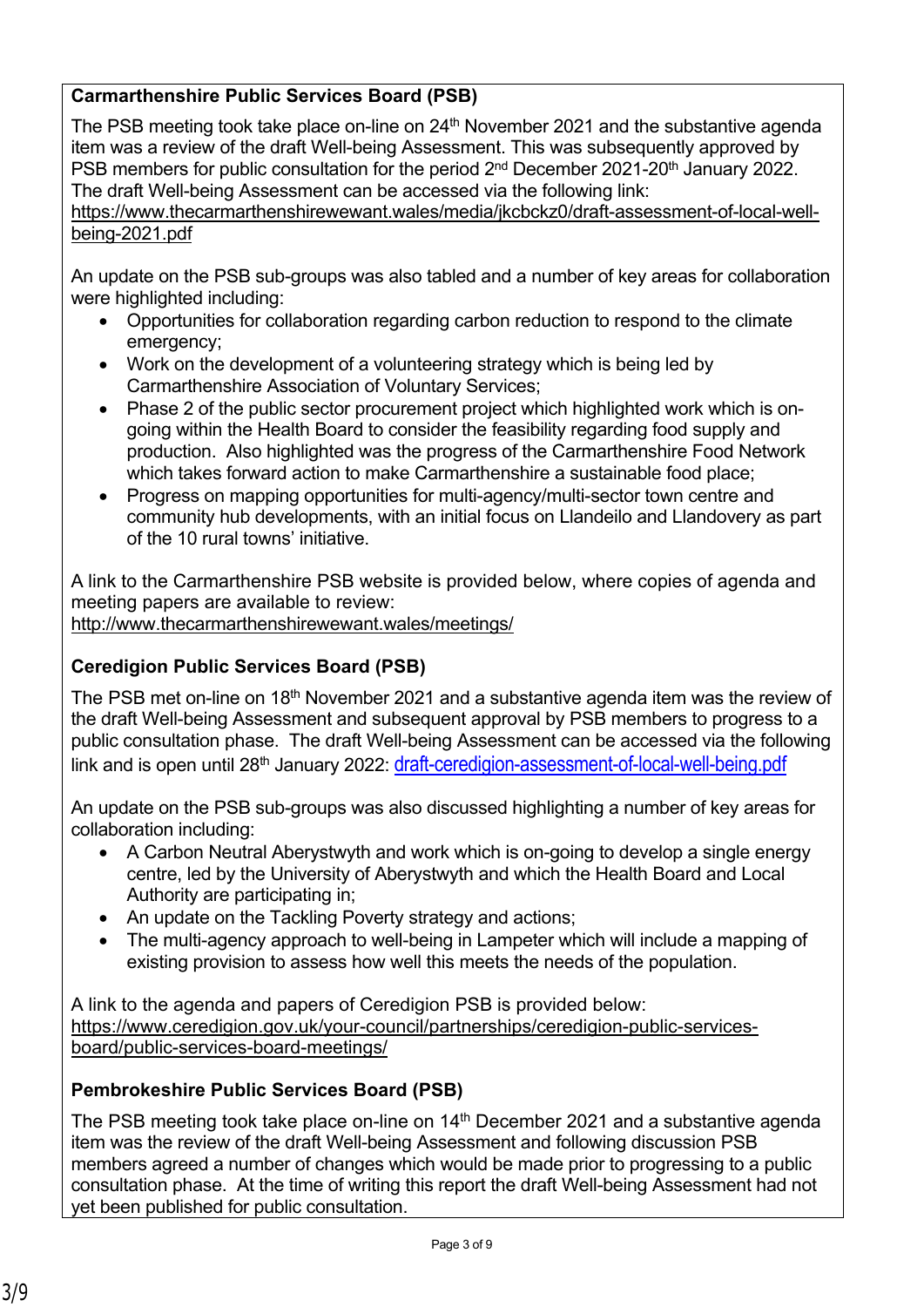### Carmarthenshire Public Services Board (PSB)

The PSB meeting took take place on-line on 24th November 2021 and the substantive agenda item was a review of the draft Well-being Assessment. This was subsequently approved by PSB members for public consultation for the period 2nd December 2021-20th January 2022. The draft Well-being Assessment can be accessed via the following link: https://www.thecarmarthenshirewewant.wales/media/jkcbckz0/draft-assessment-of-local-well-being-2021.pdf

An update on the PSB sub-groups was also tabled and a number of key areas for collaboration were highlighted including:

- Opportunities for collaboration regarding carbon reduction to respond to the climate emergency;
- Work on the development of a volunteering strategy which is being led by Carmarthenshire Association of Voluntary Services;
- Phase 2 of the public sector procurement project which highlighted work which is on-going within the Health Board to consider the feasibility regarding food supply and production. Also highlighted was the progress of the Carmarthenshire Food Network which takes forward action to make Carmarthenshire a sustainable food place;
- Progress on mapping opportunities for multi-agency/multi-sector town centre and community hub developments, with an initial focus on Llandeilo and Llandovery as part of the 10 rural towns' initiative.

A link to the Carmarthenshire PSB website is provided below, where copies of agenda and meeting papers are available to review:
http://www.thecarmarthenshirewewant.wales/meetings/

### Ceredigion Public Services Board (PSB)

The PSB met on-line on 18th November 2021 and a substantive agenda item was the review of the draft Well-being Assessment and subsequent approval by PSB members to progress to a public consultation phase. The draft Well-being Assessment can be accessed via the following link and is open until 28th January 2022: draft-ceredigion-assessment-of-local-well-being.pdf

An update on the PSB sub-groups was also discussed highlighting a number of key areas for collaboration including:

- A Carbon Neutral Aberystwyth and work which is on-going to develop a single energy centre, led by the University of Aberystwyth and which the Health Board and Local Authority are participating in;
- An update on the Tackling Poverty strategy and actions;
- The multi-agency approach to well-being in Lampeter which will include a mapping of existing provision to assess how well this meets the needs of the population.

A link to the agenda and papers of Ceredigion PSB is provided below:
https://www.ceredigion.gov.uk/your-council/partnerships/ceredigion-public-services-board/public-services-board-meetings/

### Pembrokeshire Public Services Board (PSB)

The PSB meeting took take place on-line on 14th December 2021 and a substantive agenda item was the review of the draft Well-being Assessment and following discussion PSB members agreed a number of changes which would be made prior to progressing to a public consultation phase. At the time of writing this report the draft Well-being Assessment had not yet been published for public consultation.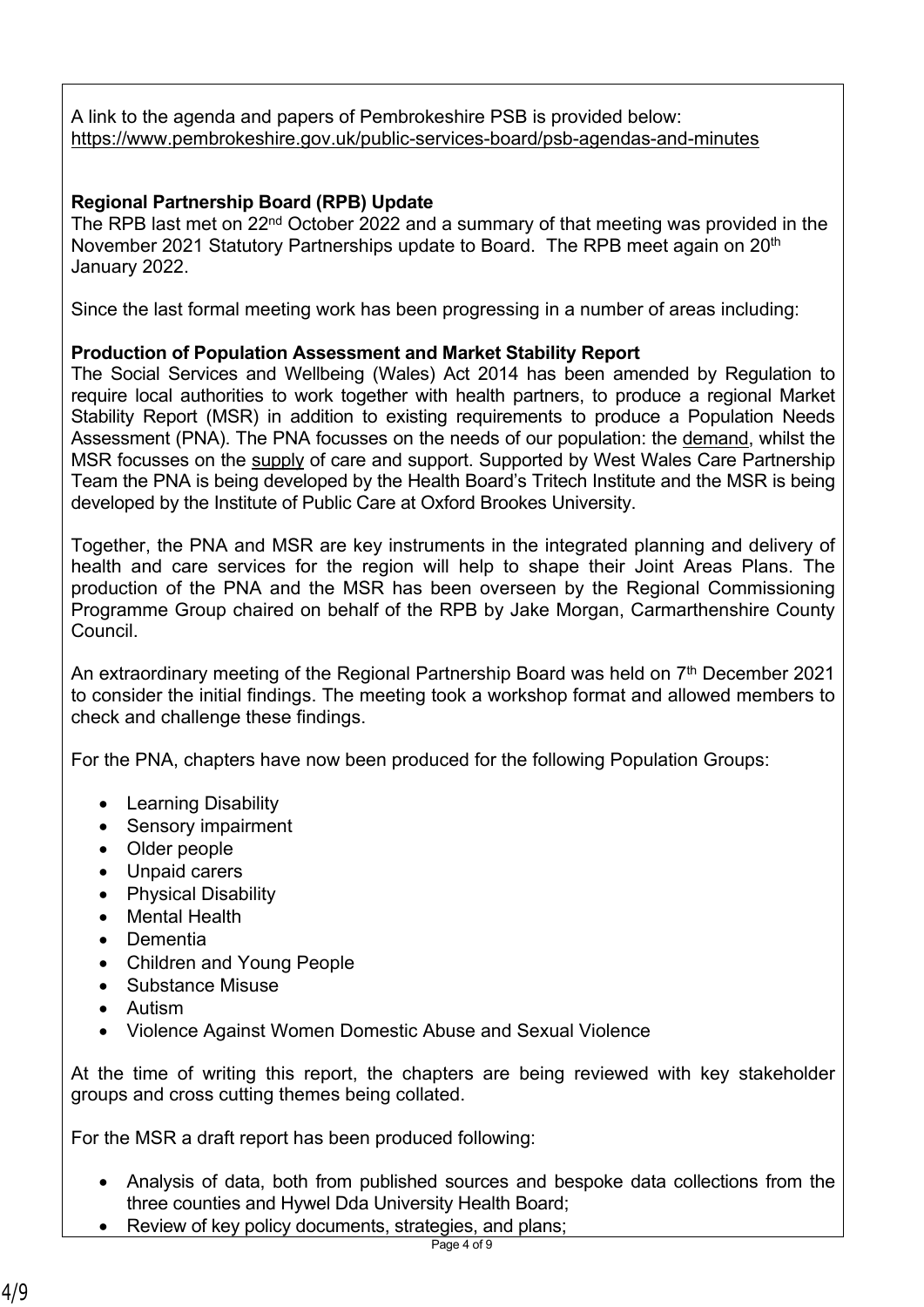A link to the agenda and papers of Pembrokeshire PSB is provided below:
https://www.pembrokeshire.gov.uk/public-services-board/psb-agendas-and-minutes

**Regional Partnership Board (RPB) Update**
The RPB last met on 22nd October 2022 and a summary of that meeting was provided in the November 2021 Statutory Partnerships update to Board. The RPB meet again on 20th January 2022.

Since the last formal meeting work has been progressing in a number of areas including:

**Production of Population Assessment and Market Stability Report**
The Social Services and Wellbeing (Wales) Act 2014 has been amended by Regulation to require local authorities to work together with health partners, to produce a regional Market Stability Report (MSR) in addition to existing requirements to produce a Population Needs Assessment (PNA). The PNA focusses on the needs of our population: the demand, whilst the MSR focusses on the supply of care and support. Supported by West Wales Care Partnership Team the PNA is being developed by the Health Board's Tritech Institute and the MSR is being developed by the Institute of Public Care at Oxford Brookes University.

Together, the PNA and MSR are key instruments in the integrated planning and delivery of health and care services for the region will help to shape their Joint Areas Plans. The production of the PNA and the MSR has been overseen by the Regional Commissioning Programme Group chaired on behalf of the RPB by Jake Morgan, Carmarthenshire County Council.

An extraordinary meeting of the Regional Partnership Board was held on 7th December 2021 to consider the initial findings. The meeting took a workshop format and allowed members to check and challenge these findings.

For the PNA, chapters have now been produced for the following Population Groups:

- Learning Disability
- Sensory impairment
- Older people
- Unpaid carers
- Physical Disability
- Mental Health
- Dementia
- Children and Young People
- Substance Misuse
- Autism
- Violence Against Women Domestic Abuse and Sexual Violence

At the time of writing this report, the chapters are being reviewed with key stakeholder groups and cross cutting themes being collated.

For the MSR a draft report has been produced following:

- Analysis of data, both from published sources and bespoke data collections from the three counties and Hywel Dda University Health Board;
- Review of key policy documents, strategies, and plans;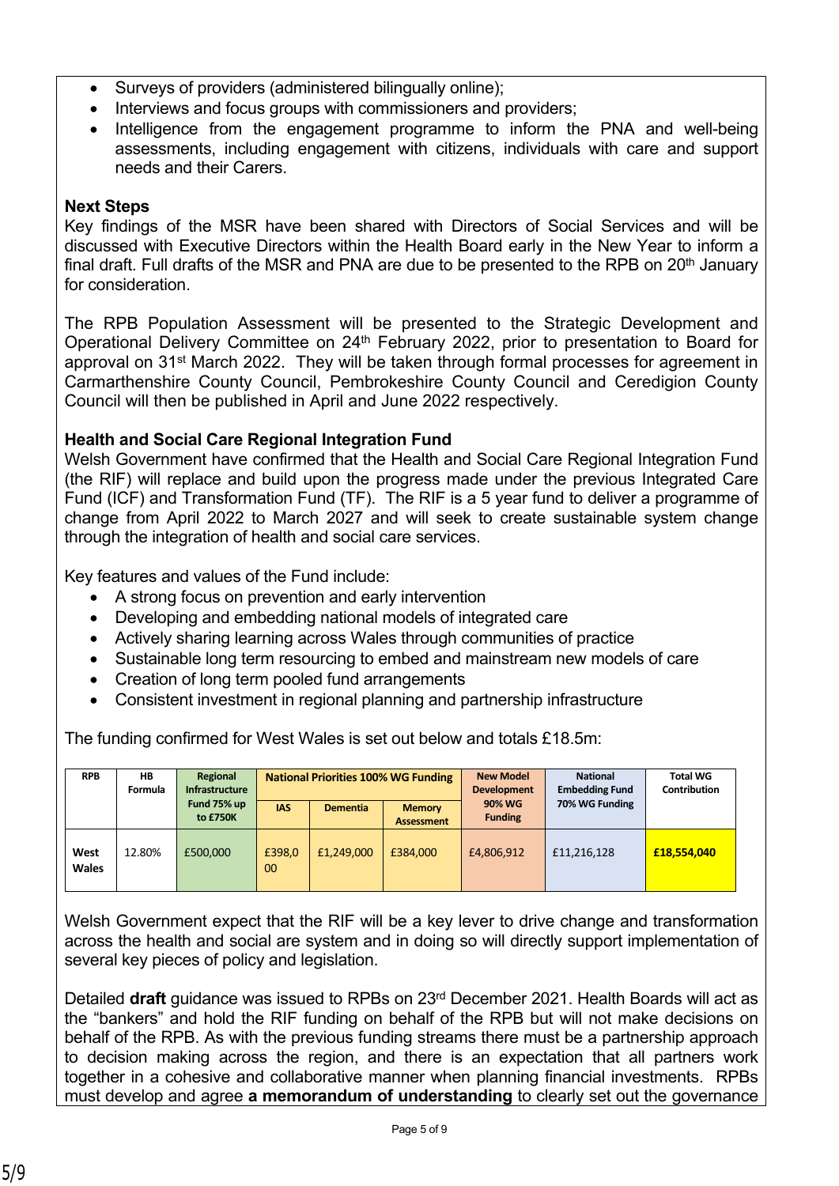- Surveys of providers (administered bilingually online);
- Interviews and focus groups with commissioners and providers;
- Intelligence from the engagement programme to inform the PNA and well-being assessments, including engagement with citizens, individuals with care and support needs and their Carers.

**Next Steps**
Key findings of the MSR have been shared with Directors of Social Services and will be discussed with Executive Directors within the Health Board early in the New Year to inform a final draft. Full drafts of the MSR and PNA are due to be presented to the RPB on 20th January for consideration.

The RPB Population Assessment will be presented to the Strategic Development and Operational Delivery Committee on 24th February 2022, prior to presentation to Board for approval on 31st March 2022. They will be taken through formal processes for agreement in Carmarthenshire County Council, Pembrokeshire County Council and Ceredigion County Council will then be published in April and June 2022 respectively.

**Health and Social Care Regional Integration Fund**
Welsh Government have confirmed that the Health and Social Care Regional Integration Fund (the RIF) will replace and build upon the progress made under the previous Integrated Care Fund (ICF) and Transformation Fund (TF). The RIF is a 5 year fund to deliver a programme of change from April 2022 to March 2027 and will seek to create sustainable system change through the integration of health and social care services.

Key features and values of the Fund include:

- A strong focus on prevention and early intervention
- Developing and embedding national models of integrated care
- Actively sharing learning across Wales through communities of practice
- Sustainable long term resourcing to embed and mainstream new models of care
- Creation of long term pooled fund arrangements
- Consistent investment in regional planning and partnership infrastructure

The funding confirmed for West Wales is set out below and totals £18.5m:

| RPB | HB Formula | Regional Infrastructure Fund 75% up to £750K | National Priorities 100% WG Funding | | | New Model Development 90% WG Funding | National Embedding Fund 70% WG Funding | Total WG Contribution |
|---|---|---|---|---|---|---|---|---|
| | | | IAS | Dementia | Memory Assessment | | | |
| West Wales | 12.80% | £500,000 | £398,000 | £1,249,000 | £384,000 | £4,806,912 | £11,216,128 | **£18,554,040** |

Welsh Government expect that the RIF will be a key lever to drive change and transformation across the health and social are system and in doing so will directly support implementation of several key pieces of policy and legislation.

Detailed **draft** guidance was issued to RPBs on 23rd December 2021. Health Boards will act as the "bankers" and hold the RIF funding on behalf of the RPB but will not make decisions on behalf of the RPB. As with the previous funding streams there must be a partnership approach to decision making across the region, and there is an expectation that all partners work together in a cohesive and collaborative manner when planning financial investments. RPBs must develop and agree **a memorandum of understanding** to clearly set out the governance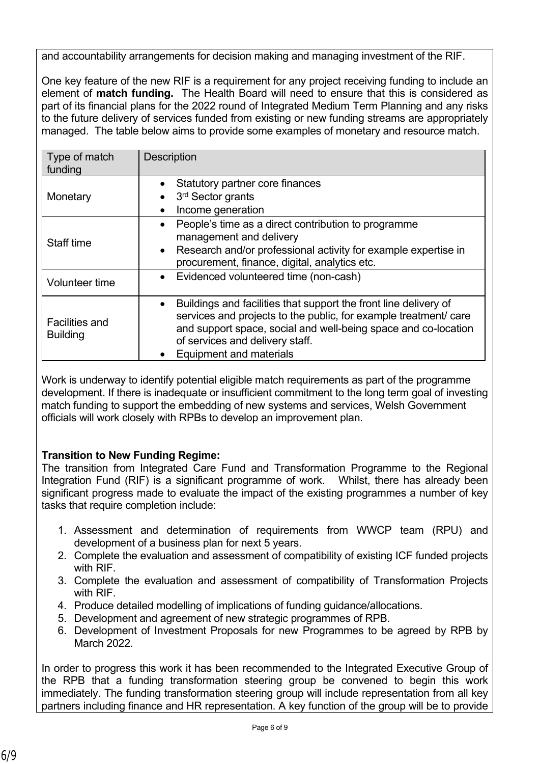and accountability arrangements for decision making and managing investment of the RIF.

One key feature of the new RIF is a requirement for any project receiving funding to include an element of **match funding.** The Health Board will need to ensure that this is considered as part of its financial plans for the 2022 round of Integrated Medium Term Planning and any risks to the future delivery of services funded from existing or new funding streams are appropriately managed. The table below aims to provide some examples of monetary and resource match.

| Type of match funding | Description |
|---|---|
| Monetary | • Statutory partner core finances<br>• 3rd Sector grants<br>• Income generation |
| Staff time | • People's time as a direct contribution to programme management and delivery<br>• Research and/or professional activity for example expertise in procurement, finance, digital, analytics etc. |
| Volunteer time | • Evidenced volunteered time (non-cash) |
| Facilities and Building | • Buildings and facilities that support the front line delivery of services and projects to the public, for example treatment/ care and support space, social and well-being space and co-location of services and delivery staff.<br>• Equipment and materials |

Work is underway to identify potential eligible match requirements as part of the programme development. If there is inadequate or insufficient commitment to the long term goal of investing match funding to support the embedding of new systems and services, Welsh Government officials will work closely with RPBs to develop an improvement plan.

**Transition to New Funding Regime:**

The transition from Integrated Care Fund and Transformation Programme to the Regional Integration Fund (RIF) is a significant programme of work. Whilst, there has already been significant progress made to evaluate the impact of the existing programmes a number of key tasks that require completion include:

1. Assessment and determination of requirements from WWCP team (RPU) and development of a business plan for next 5 years.
2. Complete the evaluation and assessment of compatibility of existing ICF funded projects with RIF.
3. Complete the evaluation and assessment of compatibility of Transformation Projects with RIF.
4. Produce detailed modelling of implications of funding guidance/allocations.
5. Development and agreement of new strategic programmes of RPB.
6. Development of Investment Proposals for new Programmes to be agreed by RPB by March 2022.

In order to progress this work it has been recommended to the Integrated Executive Group of the RPB that a funding transformation steering group be convened to begin this work immediately. The funding transformation steering group will include representation from all key partners including finance and HR representation. A key function of the group will be to provide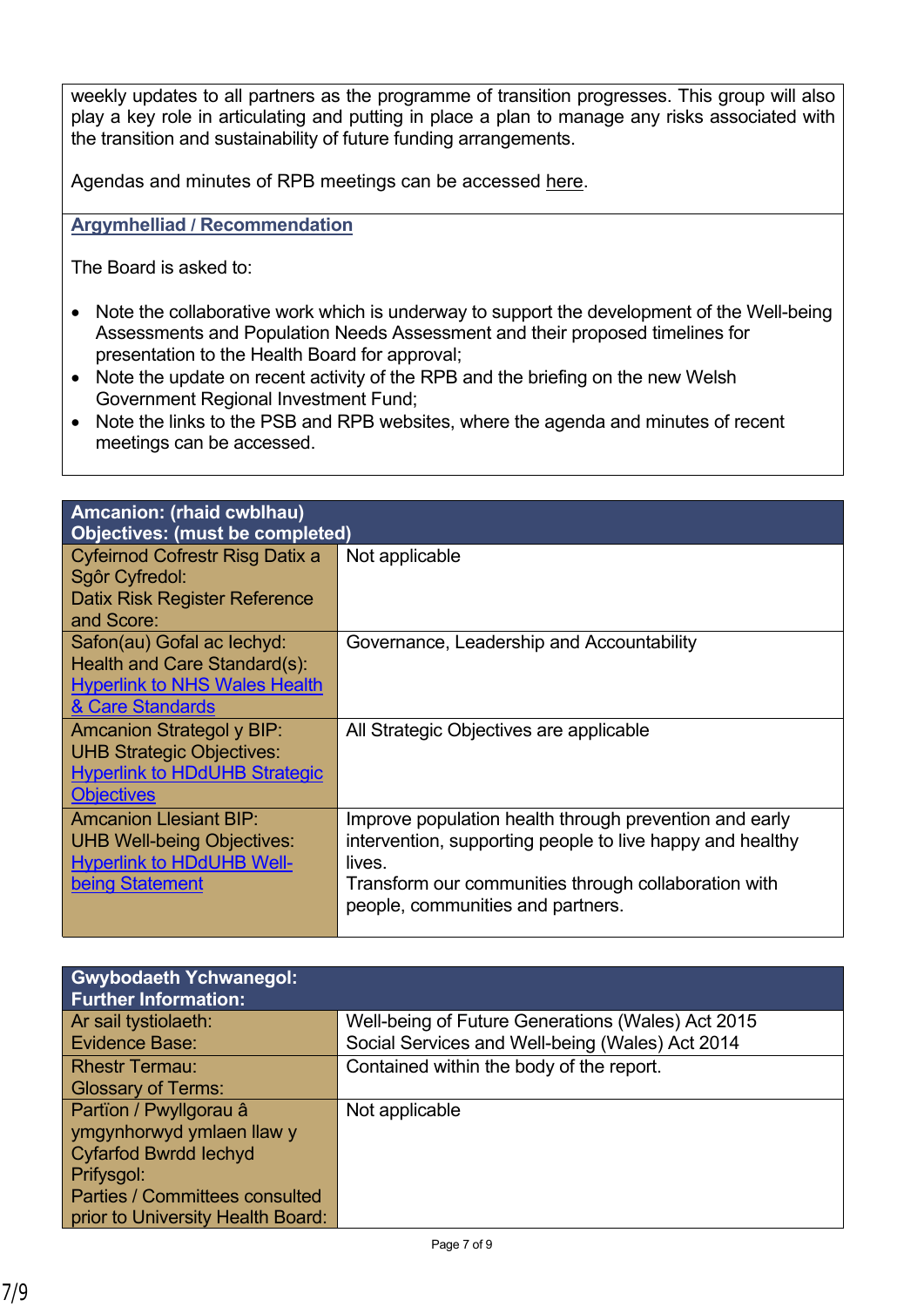weekly updates to all partners as the programme of transition progresses. This group will also play a key role in articulating and putting in place a plan to manage any risks associated with the transition and sustainability of future funding arrangements.

Agendas and minutes of RPB meetings can be accessed here.

**Argymhelliad / Recommendation**

The Board is asked to:

- Note the collaborative work which is underway to support the development of the Well-being Assessments and Population Needs Assessment and their proposed timelines for presentation to the Health Board for approval;
- Note the update on recent activity of the RPB and the briefing on the new Welsh Government Regional Investment Fund;
- Note the links to the PSB and RPB websites, where the agenda and minutes of recent meetings can be accessed.

| **Amcanion: (rhaid cwblhau)<br>Objectives: (must be completed)** | |
|---|---|
| Cyfeirnod Cofrestr Risg Datix a Sgôr Cyfredol:<br>Datix Risk Register Reference and Score: | Not applicable |
| Safon(au) Gofal ac Iechyd:<br>Health and Care Standard(s):<br>Hyperlink to NHS Wales Health & Care Standards | Governance, Leadership and Accountability |
| Amcanion Strategol y BIP:<br>UHB Strategic Objectives:<br>Hyperlink to HDdUHB Strategic Objectives | All Strategic Objectives are applicable |
| Amcanion Llesiant BIP:<br>UHB Well-being Objectives:<br>Hyperlink to HDdUHB Well-being Statement | Improve population health through prevention and early intervention, supporting people to live happy and healthy lives.<br>Transform our communities through collaboration with people, communities and partners. |

| **Gwybodaeth Ychwanegol:<br>Further Information:** | |
|---|---|
| Ar sail tystiolaeth:<br>Evidence Base: | Well-being of Future Generations (Wales) Act 2015<br>Social Services and Well-being (Wales) Act 2014 |
| Rhestr Termau:<br>Glossary of Terms: | Contained within the body of the report. |
| Partïon / Pwyllgorau â ymgynhorwyd ymlaen llaw y Cyfarfod Bwrdd Iechyd Prifysgol:<br>Parties / Committees consulted prior to University Health Board: | Not applicable |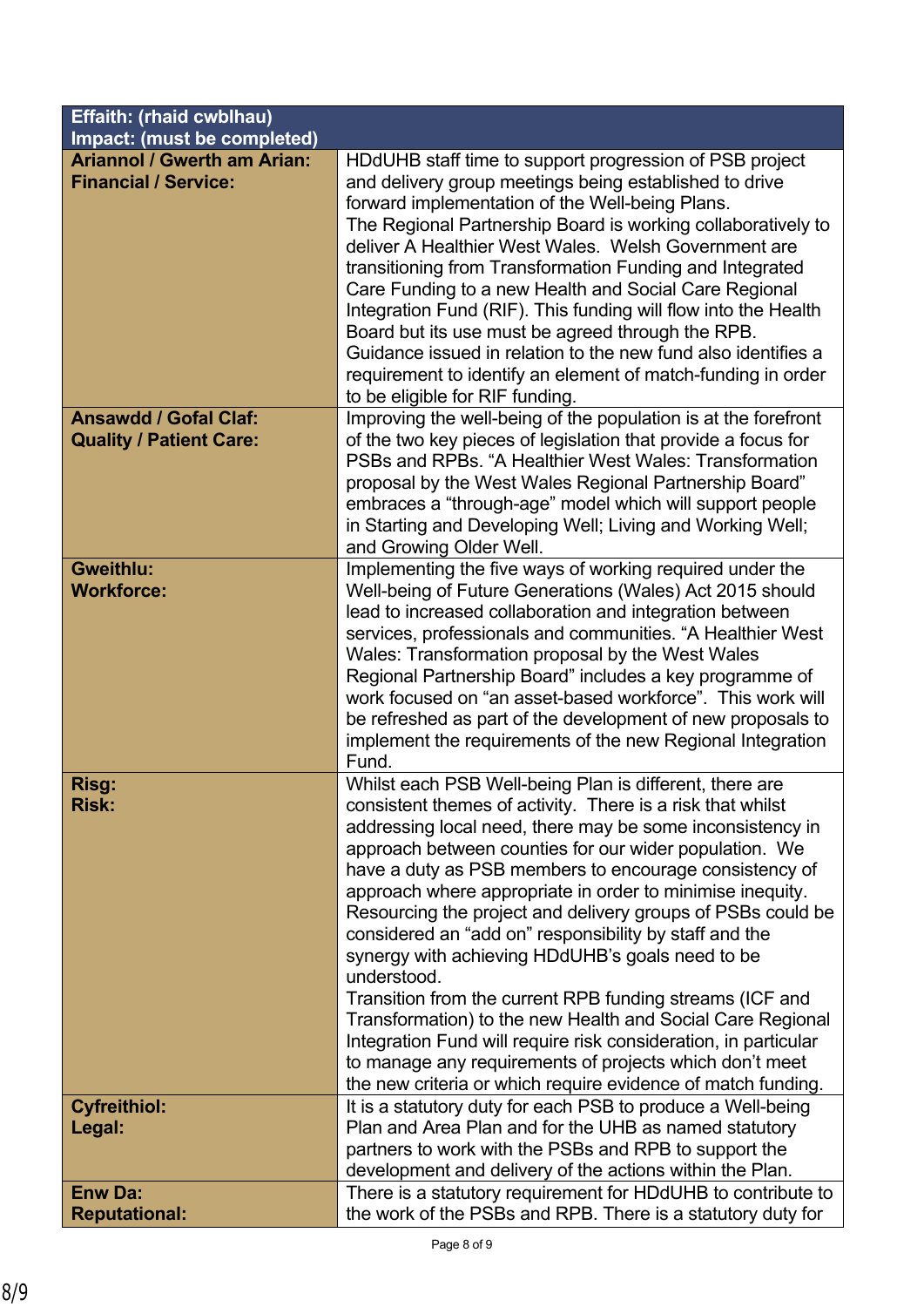| Effaith: (rhaid cwblhau)<br>Impact: (must be completed) | |
|---|---|
| **Ariannol / Gwerth am Arian:**<br>**Financial / Service:** | HDdUHB staff time to support progression of PSB project and delivery group meetings being established to drive forward implementation of the Well-being Plans.<br>The Regional Partnership Board is working collaboratively to deliver A Healthier West Wales. Welsh Government are transitioning from Transformation Funding and Integrated Care Funding to a new Health and Social Care Regional Integration Fund (RIF). This funding will flow into the Health Board but its use must be agreed through the RPB. Guidance issued in relation to the new fund also identifies a requirement to identify an element of match-funding in order to be eligible for RIF funding. |
| **Ansawdd / Gofal Claf:**<br>**Quality / Patient Care:** | Improving the well-being of the population is at the forefront of the two key pieces of legislation that provide a focus for PSBs and RPBs. "A Healthier West Wales: Transformation proposal by the West Wales Regional Partnership Board" embraces a "through-age" model which will support people in Starting and Developing Well; Living and Working Well; and Growing Older Well. |
| **Gweithlu:**<br>**Workforce:** | Implementing the five ways of working required under the Well-being of Future Generations (Wales) Act 2015 should lead to increased collaboration and integration between services, professionals and communities. "A Healthier West Wales: Transformation proposal by the West Wales Regional Partnership Board" includes a key programme of work focused on "an asset-based workforce". This work will be refreshed as part of the development of new proposals to implement the requirements of the new Regional Integration Fund. |
| **Risg:**<br>**Risk:** | Whilst each PSB Well-being Plan is different, there are consistent themes of activity. There is a risk that whilst addressing local need, there may be some inconsistency in approach between counties for our wider population. We have a duty as PSB members to encourage consistency of approach where appropriate in order to minimise inequity. Resourcing the project and delivery groups of PSBs could be considered an "add on" responsibility by staff and the synergy with achieving HDdUHB's goals need to be understood.<br>Transition from the current RPB funding streams (ICF and Transformation) to the new Health and Social Care Regional Integration Fund will require risk consideration, in particular to manage any requirements of projects which don't meet the new criteria or which require evidence of match funding. |
| **Cyfreithiol:**<br>**Legal:** | It is a statutory duty for each PSB to produce a Well-being Plan and Area Plan and for the UHB as named statutory partners to work with the PSBs and RPB to support the development and delivery of the actions within the Plan. |
| **Enw Da:**<br>**Reputational:** | There is a statutory requirement for HDdUHB to contribute to the work of the PSBs and RPB. There is a statutory duty for |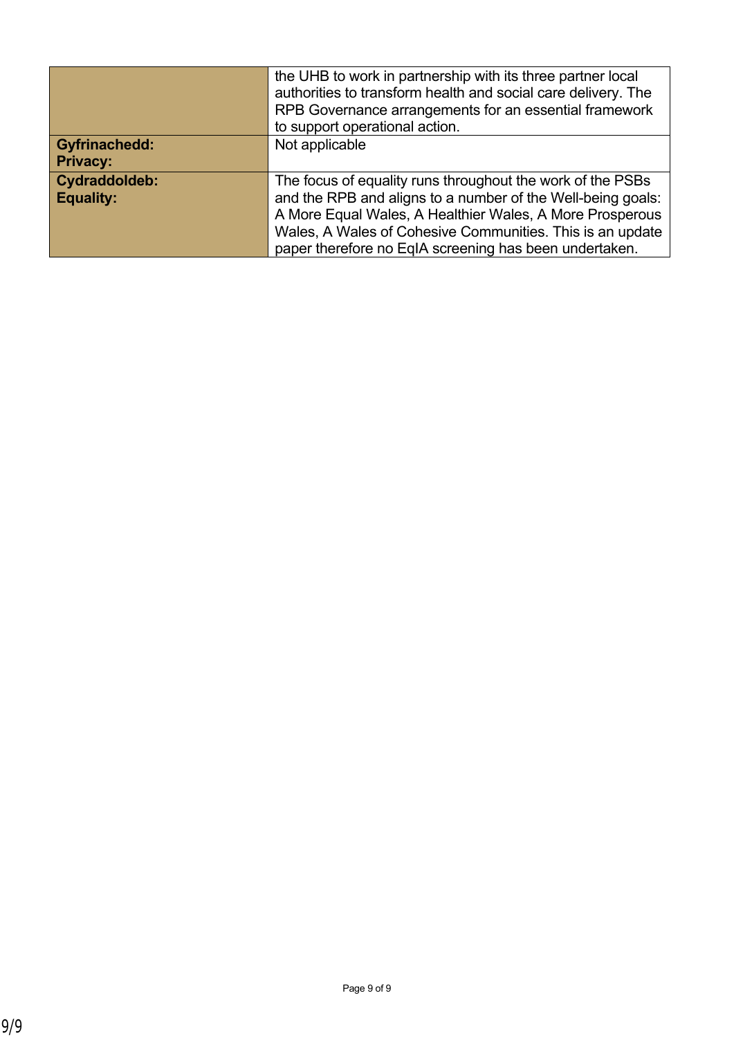| | |
|---|---|
| | the UHB to work in partnership with its three partner local authorities to transform health and social care delivery. The RPB Governance arrangements for an essential framework to support operational action. |
| **Gyfrinachedd: Privacy:** | Not applicable |
| **Cydraddoldeb: Equality:** | The focus of equality runs throughout the work of the PSBs and the RPB and aligns to a number of the Well-being goals: A More Equal Wales, A Healthier Wales, A More Prosperous Wales, A Wales of Cohesive Communities. This is an update paper therefore no EqIA screening has been undertaken. |